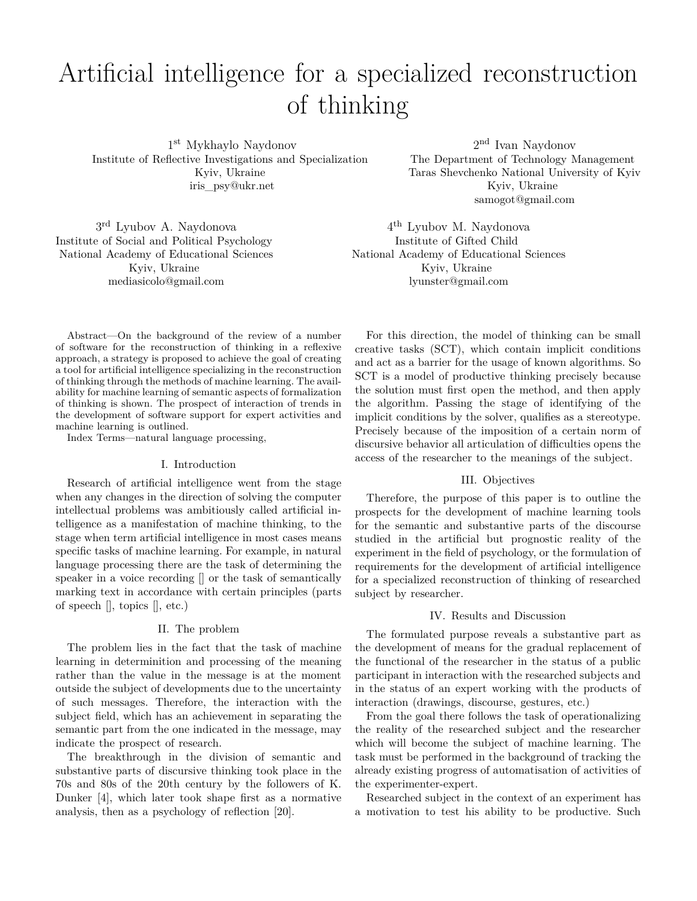# Artificial intelligence for a specialized reconstruction of thinking

1st Mykhaylo Naydonov
Institute of Reflective Investigations and Specialization
Kyiv, Ukraine
iris_psy@ukr.net

2nd Ivan Naydonov
The Department of Technology Management
Taras Shevchenko National University of Kyiv
Kyiv, Ukraine
samogot@gmail.com

3rd Lyubov A. Naydonova
Institute of Social and Political Psychology
National Academy of Educational Sciences
Kyiv, Ukraine
mediasicolo@gmail.com

4th Lyubov M. Naydonova
Institute of Gifted Child
National Academy of Educational Sciences
Kyiv, Ukraine
lyunster@gmail.com

Abstract—On the background of the review of a number of software for the reconstruction of thinking in a reflexive approach, a strategy is proposed to achieve the goal of creating a tool for artificial intelligence specializing in the reconstruction of thinking through the methods of machine learning. The availability for machine learning of semantic aspects of formalization of thinking is shown. The prospect of interaction of trends in the development of software support for expert activities and machine learning is outlined.

Index Terms—natural language processing,

## I. Introduction

Research of artificial intelligence went from the stage when any changes in the direction of solving the computer intellectual problems was ambitiously called artificial intelligence as a manifestation of machine thinking, to the stage when term artificial intelligence in most cases means specific tasks of machine learning. For example, in natural language processing there are the task of determining the speaker in a voice recording [] or the task of semantically marking text in accordance with certain principles (parts of speech [], topics [], etc.)

## II. The problem

The problem lies in the fact that the task of machine learning in determinition and processing of the meaning rather than the value in the message is at the moment outside the subject of developments due to the uncertainty of such messages. Therefore, the interaction with the subject field, which has an achievement in separating the semantic part from the one indicated in the message, may indicate the prospect of research.

The breakthrough in the division of semantic and substantive parts of discursive thinking took place in the 70s and 80s of the 20th century by the followers of K. Dunker [4], which later took shape first as a normative analysis, then as a psychology of reflection [20].

For this direction, the model of thinking can be small creative tasks (SCT), which contain implicit conditions and act as a barrier for the usage of known algorithms. So SCT is a model of productive thinking precisely because the solution must first open the method, and then apply the algorithm. Passing the stage of identifying of the implicit conditions by the solver, qualifies as a stereotype. Precisely because of the imposition of a certain norm of discursive behavior all articulation of difficulties opens the access of the researcher to the meanings of the subject.

## III. Objectives

Therefore, the purpose of this paper is to outline the prospects for the development of machine learning tools for the semantic and substantive parts of the discourse studied in the artificial but prognostic reality of the experiment in the field of psychology, or the formulation of requirements for the development of artificial intelligence for a specialized reconstruction of thinking of researched subject by researcher.

## IV. Results and Discussion

The formulated purpose reveals a substantive part as the development of means for the gradual replacement of the functional of the researcher in the status of a public participant in interaction with the researched subjects and in the status of an expert working with the products of interaction (drawings, discourse, gestures, etc.)

From the goal there follows the task of operationalizing the reality of the researched subject and the researcher which will become the subject of machine learning. The task must be performed in the background of tracking the already existing progress of automatisation of activities of the experimenter-expert.

Researched subject in the context of an experiment has a motivation to test his ability to be productive. Such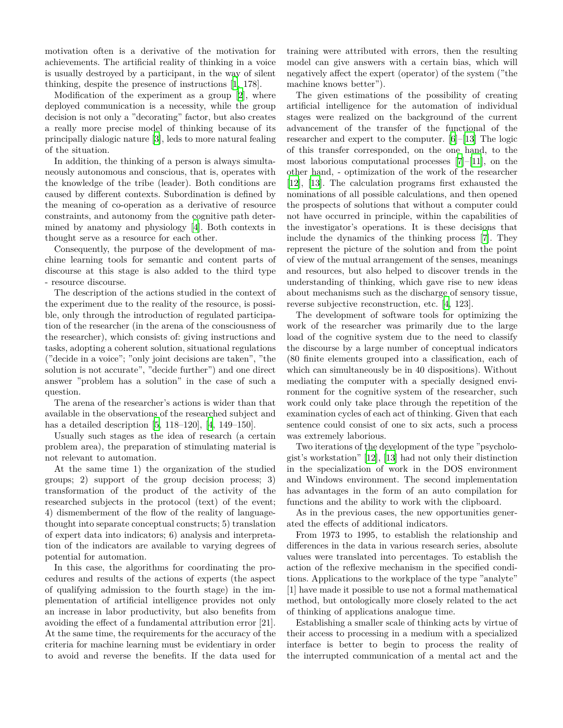motivation often is a derivative of the motivation for achievements. The artificial reality of thinking in a voice is usually destroyed by a participant, in the way of silent thinking, despite the presence of instructions [1, 178].

Modification of the experiment as a group [2], where deployed communication is a necessity, while the group decision is not only a "decorating" factor, but also creates a really more precise model of thinking because of its principally dialogic nature [3], leds to more natural fealing of the situation.

In addition, the thinking of a person is always simultaneously autonomous and conscious, that is, operates with the knowledge of the tribe (leader). Both conditions are caused by different contexts. Subordination is defined by the meaning of co-operation as a derivative of resource constraints, and autonomy from the cognitive path determined by anatomy and physiology [4]. Both contexts in thought serve as a resource for each other.

Consequently, the purpose of the development of machine learning tools for semantic and content parts of discourse at this stage is also added to the third type - resource discourse.

The description of the actions studied in the context of the experiment due to the reality of the resource, is possible, only through the introduction of regulated participation of the researcher (in the arena of the consciousness of the researcher), which consists of: giving instructions and tasks, adopting a coherent solution, situational regulations ("decide in a voice"; "only joint decisions are taken", "the solution is not accurate", "decide further") and one direct answer "problem has a solution" in the case of such a question.

The arena of the researcher's actions is wider than that available in the observations of the researched subject and has a detailed description [5, 118–120], [4, 149–150].

Usually such stages as the idea of research (a certain problem area), the preparation of stimulating material is not relevant to automation.

At the same time 1) the organization of the studied groups; 2) support of the group decision process; 3) transformation of the product of the activity of the researched subjects in the protocol (text) of the event; 4) dismemberment of the flow of the reality of language-thought into separate conceptual constructs; 5) translation of expert data into indicators; 6) analysis and interpretation of the indicators are available to varying degrees of potential for automation.

In this case, the algorithms for coordinating the procedures and results of the actions of experts (the aspect of qualifying admission to the fourth stage) in the implementation of artificial intelligence provides not only an increase in labor productivity, but also benefits from avoiding the effect of a fundamental attribution error [21]. At the same time, the requirements for the accuracy of the criteria for machine learning must be evidentiary in order to avoid and reverse the benefits. If the data used for training were attributed with errors, then the resulting model can give answers with a certain bias, which will negatively affect the expert (operator) of the system ("the machine knows better").

The given estimations of the possibility of creating artificial intelligence for the automation of individual stages were realized on the background of the current advancement of the transfer of the functional of the researcher and expert to the computer. [6]–[13] The logic of this transfer corresponded, on the one hand, to the most laborious computational processes [7]–[11], on the other hand, - optimization of the work of the researcher [12], [13]. The calculation programs first exhausted the nominations of all possible calculations, and then opened the prospects of solutions that without a computer could not have occurred in principle, within the capabilities of the investigator's operations. It is these decisions that include the dynamics of the thinking process [7]. They represent the picture of the solution and from the point of view of the mutual arrangement of the senses, meanings and resources, but also helped to discover trends in the understanding of thinking, which gave rise to new ideas about mechanisms such as the discharge of sensory tissue, reverse subjective reconstruction, etc. [4, 123].

The development of software tools for optimizing the work of the researcher was primarily due to the large load of the cognitive system due to the need to classify the discourse by a large number of conceptual indicators (80 finite elements grouped into a classification, each of which can simultaneously be in 40 dispositions). Without mediating the computer with a specially designed environment for the cognitive system of the researcher, such work could only take place through the repetition of the examination cycles of each act of thinking. Given that each sentence could consist of one to six acts, such a process was extremely laborious.

Two iterations of the development of the type "psychologist's workstation" [12], [13] had not only their distinction in the specialization of work in the DOS environment and Windows environment. The second implementation has advantages in the form of an auto compilation for functions and the ability to work with the clipboard.

As in the previous cases, the new opportunities generated the effects of additional indicators.

From 1973 to 1995, to establish the relationship and differences in the data in various research series, absolute values were translated into percentages. To establish the action of the reflexive mechanism in the specified conditions. Applications to the workplace of the type "analyte" [1] have made it possible to use not a formal mathematical method, but ontologically more closely related to the act of thinking of applications analogue time.

Establishing a smaller scale of thinking acts by virtue of their access to processing in a medium with a specialized interface is better to begin to process the reality of the interrupted communication of a mental act and the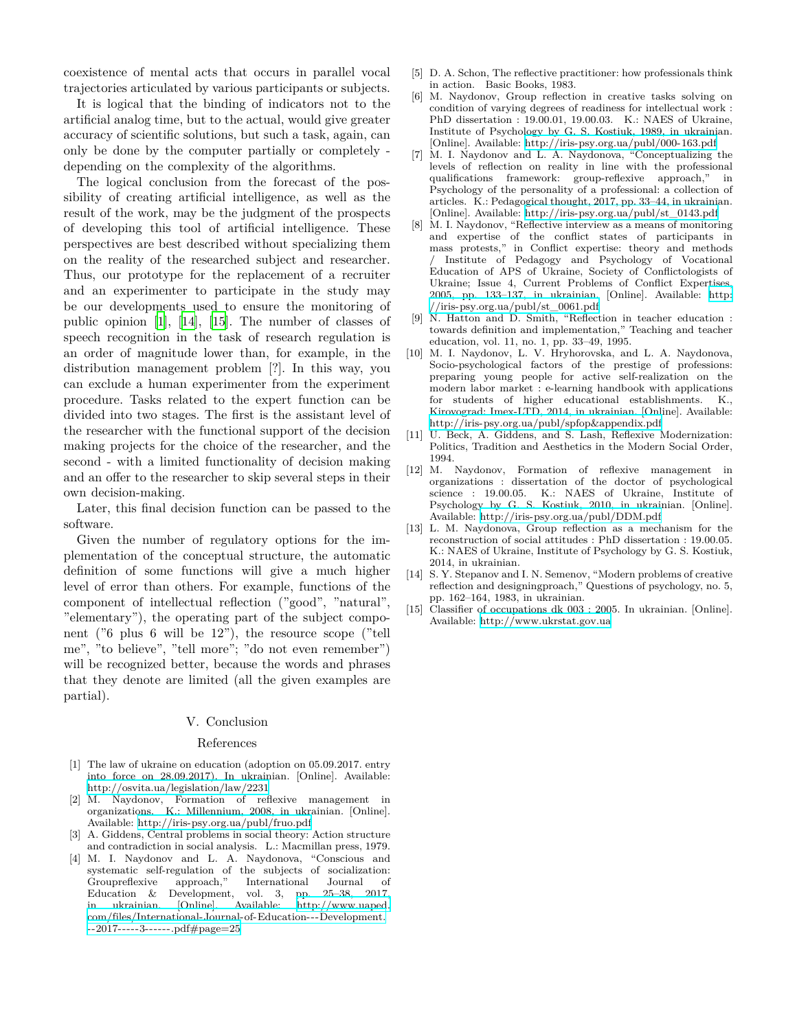coexistence of mental acts that occurs in parallel vocal trajectories articulated by various participants or subjects.

It is logical that the binding of indicators not to the artificial analog time, but to the actual, would give greater accuracy of scientific solutions, but such a task, again, can only be done by the computer partially or completely - depending on the complexity of the algorithms.

The logical conclusion from the forecast of the possibility of creating artificial intelligence, as well as the result of the work, may be the judgment of the prospects of developing this tool of artificial intelligence. These perspectives are best described without specializing them on the reality of the researched subject and researcher. Thus, our prototype for the replacement of a recruiter and an experimenter to participate in the study may be our developments used to ensure the monitoring of public opinion [1], [14], [15]. The number of classes of speech recognition in the task of research regulation is an order of magnitude lower than, for example, in the distribution management problem [?]. In this way, you can exclude a human experimenter from the experiment procedure. Tasks related to the expert function can be divided into two stages. The first is the assistant level of the researcher with the functional support of the decision making projects for the choice of the researcher, and the second - with a limited functionality of decision making and an offer to the researcher to skip several steps in their own decision-making.

Later, this final decision function can be passed to the software.

Given the number of regulatory options for the implementation of the conceptual structure, the automatic definition of some functions will give a much higher level of error than others. For example, functions of the component of intellectual reflection ("good", "natural", "elementary"), the operating part of the subject component ("6 plus 6 will be 12"), the resource scope ("tell me", "to believe", "tell more"; "do not even remember") will be recognized better, because the words and phrases that they denote are limited (all the given examples are partial).

## V. Conclusion

## References

[1] The law of ukraine on education (adoption on 05.09.2017. entry into force on 28.09.2017). In ukrainian. [Online]. Available: http://osvita.ua/legislation/law/2231

[2] M. Naydonov, Formation of reflexive management in organizations. K.: Millennium, 2008, in ukrainian. [Online]. Available: http://iris-psy.org.ua/publ/fruo.pdf

[3] A. Giddens, Central problems in social theory: Action structure and contradiction in social analysis. L.: Macmillan press, 1979.

[4] M. I. Naydonov and L. A. Naydonova, "Conscious and systematic self-regulation of the subjects of socialization: Groupreflexive approach," International Journal of Education & Development, vol. 3, pp. 25–38, 2017, in ukrainian. [Online]. Available: http://www.uaped.com/files/International-Journal-of-Education---Development.--2017-----3------.pdf#page=25

[5] D. A. Schon, The reflective practitioner: how professionals think in action. Basic Books, 1983.

[6] M. Naydonov, Group reflection in creative tasks solving on condition of varying degrees of readiness for intellectual work : PhD dissertation : 19.00.01, 19.00.03. K.: NAES of Ukraine, Institute of Psychology by G. S. Kostiuk, 1989, in ukrainian. [Online]. Available: http://iris-psy.org.ua/publ/000-163.pdf

[7] M. I. Naydonov and L. A. Naydonova, "Conceptualizing the levels of reflection on reality in line with the professional qualifications framework: group-reflexive approach," in Psychology of the personality of a professional: a collection of articles. K.: Pedagogical thought, 2017, pp. 33–44, in ukrainian. [Online]. Available: http://iris-psy.org.ua/publ/st_0143.pdf

[8] M. I. Naydonov, "Reflective interview as a means of monitoring and expertise of the conflict states of participants in mass protests," in Conflict expertise: theory and methods / Institute of Pedagogy and Psychology of Vocational Education of APS of Ukraine, Society of Conflictologists of Ukraine; Issue 4, Current Problems of Conflict Expertises, 2005, pp. 133–137, in ukrainian. [Online]. Available: http://iris-psy.org.ua/publ/st_0061.pdf

[9] N. Hatton and D. Smith, "Reflection in teacher education : towards definition and implementation," Teaching and teacher education, vol. 11, no. 1, pp. 33–49, 1995.

[10] M. I. Naydonov, L. V. Hryhorovska, and L. A. Naydonova, Socio-psychological factors of the prestige of professions: preparing young people for active self-realization on the modern labor market : e-learning handbook with applications for students of higher educational establishments. K., Kirovograd: Imex-LTD, 2014, in ukrainian. [Online]. Available: http://iris-psy.org.ua/publ/spfop&appendix.pdf

[11] U. Beck, A. Giddens, and S. Lash, Reflexive Modernization: Politics, Tradition and Aesthetics in the Modern Social Order, 1994.

[12] M. Naydonov, Formation of reflexive management in organizations : dissertation of the doctor of psychological science : 19.00.05. K.: NAES of Ukraine, Institute of Psychology by G. S. Kostiuk, 2010, in ukrainian. [Online]. Available: http://iris-psy.org.ua/publ/DDM.pdf

[13] L. M. Naydonova, Group reflection as a mechanism for the reconstruction of social attitudes : PhD dissertation : 19.00.05. K.: NAES of Ukraine, Institute of Psychology by G. S. Kostiuk, 2014, in ukrainian.

[14] S. Y. Stepanov and I. N. Semenov, "Modern problems of creative reflection and designingproach," Questions of psychology, no. 5, pp. 162–164, 1983, in ukrainian.

[15] Classifier of occupations dk 003 : 2005. In ukrainian. [Online]. Available: http://www.ukrstat.gov.ua